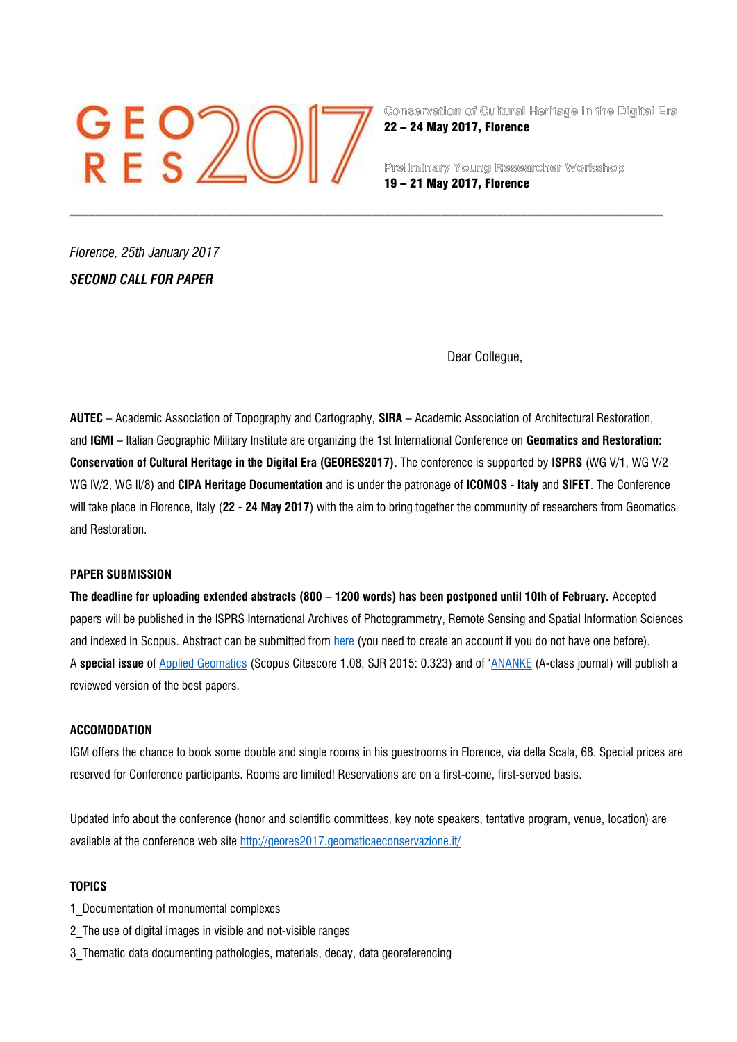# GEO RES 2017

Conservation of Cultural Heritage in the Digital Era
**22 – 24 May 2017, Florence**

Preliminary Young Researcher Workshop
**19 – 21 May 2017, Florence**

---

*Florence, 25th January 2017*

***SECOND CALL FOR PAPER***

Dear Collegue,

**AUTEC** – Academic Association of Topography and Cartography, **SIRA** – Academic Association of Architectural Restoration, and **IGMI** – Italian Geographic Military Institute are organizing the 1st International Conference on **Geomatics and Restoration: Conservation of Cultural Heritage in the Digital Era (GEORES2017)**. The conference is supported by **ISPRS** (WG V/1, WG V/2 WG IV/2, WG II/8) and **CIPA Heritage Documentation** and is under the patronage of **ICOMOS - Italy** and **SIFET**. The Conference will take place in Florence, Italy (**22 - 24 May 2017**) with the aim to bring together the community of researchers from Geomatics and Restoration.

**PAPER SUBMISSION**

**The deadline for uploading extended abstracts (800 – 1200 words) has been postponed until 10th of February.** Accepted papers will be published in the ISPRS International Archives of Photogrammetry, Remote Sensing and Spatial Information Sciences and indexed in Scopus. Abstract can be submitted from here (you need to create an account if you do not have one before).
A **special issue** of Applied Geomatics (Scopus Citescore 1.08, SJR 2015: 0.323) and of 'ANANKE (A-class journal) will publish a reviewed version of the best papers.

**ACCOMODATION**

IGM offers the chance to book some double and single rooms in his guestrooms in Florence, via della Scala, 68. Special prices are reserved for Conference participants. Rooms are limited! Reservations are on a first-come, first-served basis.

Updated info about the conference (honor and scientific committees, key note speakers, tentative program, venue, location) are available at the conference web site http://geores2017.geomaticaeconservazione.it/

**TOPICS**

1_Documentation of monumental complexes
2_The use of digital images in visible and not-visible ranges
3_Thematic data documenting pathologies, materials, decay, data georeferencing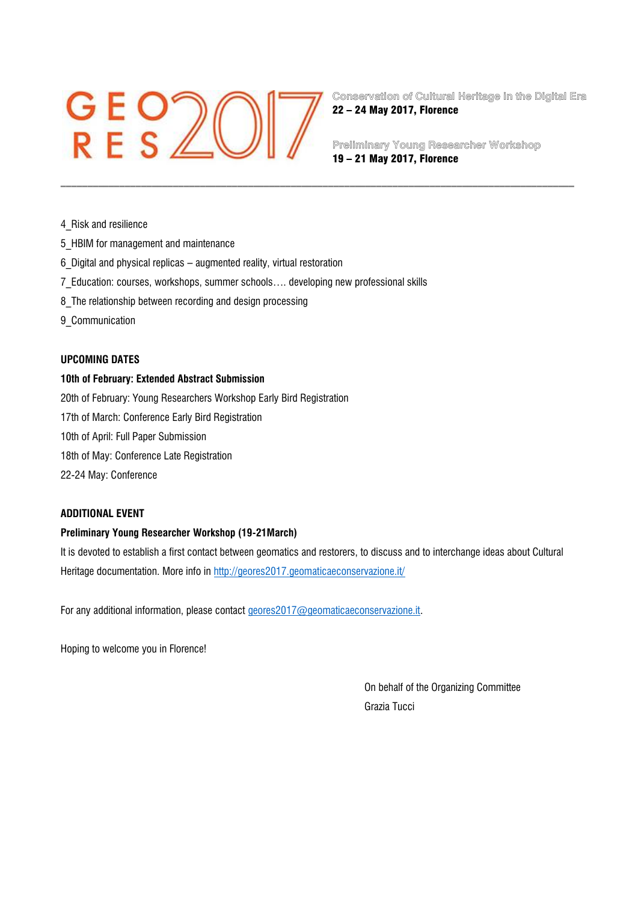GEORES2017

Conservation of Cultural Heritage in the Digital Era
**22 – 24 May 2017, Florence**

Preliminary Young Researcher Workshop
**19 – 21 May 2017, Florence**

---

4_Risk and resilience

5_HBIM for management and maintenance

6_Digital and physical replicas – augmented reality, virtual restoration

7_Education: courses, workshops, summer schools…. developing new professional skills

8_The relationship between recording and design processing

9_Communication

**UPCOMING DATES**

**10th of February: Extended Abstract Submission**

20th of February: Young Researchers Workshop Early Bird Registration

17th of March: Conference Early Bird Registration

10th of April: Full Paper Submission

18th of May: Conference Late Registration

22-24 May: Conference

**ADDITIONAL EVENT**

**Preliminary Young Researcher Workshop (19-21March)**

It is devoted to establish a first contact between geomatics and restorers, to discuss and to interchange ideas about Cultural Heritage documentation. More info in [http://geores2017.geomaticaeconservazione.it/](http://geores2017.geomaticaeconservazione.it/)

For any additional information, please contact [geores2017@geomaticaeconservazione.it](mailto:geores2017@geomaticaeconservazione.it).

Hoping to welcome you in Florence!

On behalf of the Organizing Committee

Grazia Tucci